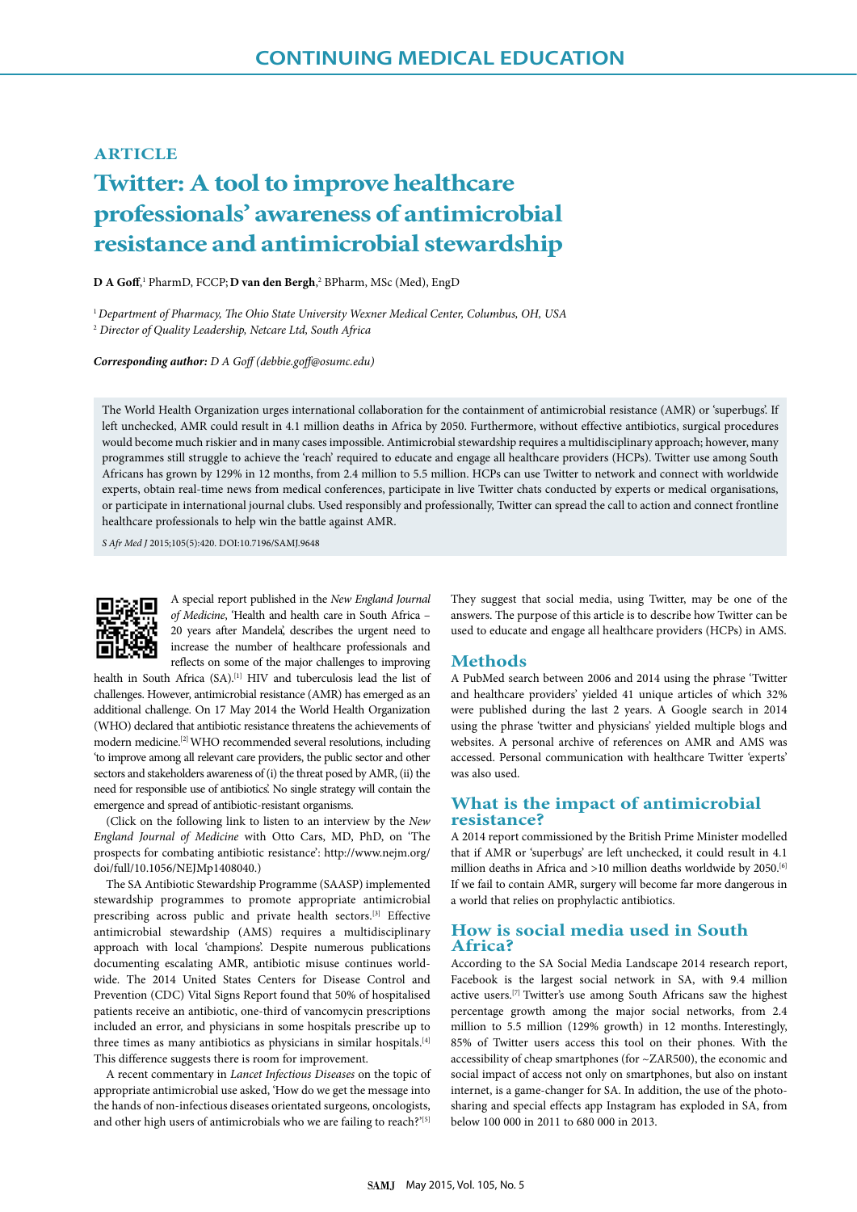CONTINUING MEDICAL EDUCATION

**ARTICLE**

# Twitter: A tool to improve healthcare professionals' awareness of antimicrobial resistance and antimicrobial stewardship

**D A Goff**,[1] PharmD, FCCP; **D van den Bergh**,[2] BPharm, MSc (Med), EngD

[1] *Department of Pharmacy, The Ohio State University Wexner Medical Center, Columbus, OH, USA*
[2] *Director of Quality Leadership, Netcare Ltd, South Africa*

***Corresponding author:*** *D A Goff (debbie.goff@osumc.edu)*

The World Health Organization urges international collaboration for the containment of antimicrobial resistance (AMR) or 'superbugs'. If left unchecked, AMR could result in 4.1 million deaths in Africa by 2050. Furthermore, without effective antibiotics, surgical procedures would become much riskier and in many cases impossible. Antimicrobial stewardship requires a multidisciplinary approach; however, many programmes still struggle to achieve the 'reach' required to educate and engage all healthcare providers (HCPs). Twitter use among South Africans has grown by 129% in 12 months, from 2.4 million to 5.5 million. HCPs can use Twitter to network and connect with worldwide experts, obtain real-time news from medical conferences, participate in live Twitter chats conducted by experts or medical organisations, or participate in international journal clubs. Used responsibly and professionally, Twitter can spread the call to action and connect frontline healthcare professionals to help win the battle against AMR.

*S Afr Med J* 2015;105(5):420. DOI:10.7196/SAMJ.9648

A special report published in the *New England Journal of Medicine*, 'Health and health care in South Africa – 20 years after Mandela', describes the urgent need to increase the number of healthcare professionals and reflects on some of the major challenges to improving health in South Africa (SA).[1] HIV and tuberculosis lead the list of challenges. However, antimicrobial resistance (AMR) has emerged as an additional challenge. On 17 May 2014 the World Health Organization (WHO) declared that antibiotic resistance threatens the achievements of modern medicine.[2] WHO recommended several resolutions, including 'to improve among all relevant care providers, the public sector and other sectors and stakeholders awareness of (i) the threat posed by AMR, (ii) the need for responsible use of antibiotics'. No single strategy will contain the emergence and spread of antibiotic-resistant organisms.

(Click on the following link to listen to an interview by the *New England Journal of Medicine* with Otto Cars, MD, PhD, on 'The prospects for combating antibiotic resistance': http://www.nejm.org/doi/full/10.1056/NEJMp1408040.)

The SA Antibiotic Stewardship Programme (SAASP) implemented stewardship programmes to promote appropriate antimicrobial prescribing across public and private health sectors.[3] Effective antimicrobial stewardship (AMS) requires a multidisciplinary approach with local 'champions'. Despite numerous publications documenting escalating AMR, antibiotic misuse continues worldwide. The 2014 United States Centers for Disease Control and Prevention (CDC) Vital Signs Report found that 50% of hospitalised patients receive an antibiotic, one-third of vancomycin prescriptions included an error, and physicians in some hospitals prescribe up to three times as many antibiotics as physicians in similar hospitals.[4] This difference suggests there is room for improvement.

A recent commentary in *Lancet Infectious Diseases* on the topic of appropriate antimicrobial use asked, 'How do we get the message into the hands of non-infectious diseases orientated surgeons, oncologists, and other high users of antimicrobials who we are failing to reach?'[5] They suggest that social media, using Twitter, may be one of the answers. The purpose of this article is to describe how Twitter can be used to educate and engage all healthcare providers (HCPs) in AMS.

## Methods

A PubMed search between 2006 and 2014 using the phrase 'Twitter and healthcare providers' yielded 41 unique articles of which 32% were published during the last 2 years. A Google search in 2014 using the phrase 'twitter and physicians' yielded multiple blogs and websites. A personal archive of references on AMR and AMS was accessed. Personal communication with healthcare Twitter 'experts' was also used.

## What is the impact of antimicrobial resistance?

A 2014 report commissioned by the British Prime Minister modelled that if AMR or 'superbugs' are left unchecked, it could result in 4.1 million deaths in Africa and >10 million deaths worldwide by 2050.[6] If we fail to contain AMR, surgery will become far more dangerous in a world that relies on prophylactic antibiotics.

## How is social media used in South Africa?

According to the SA Social Media Landscape 2014 research report, Facebook is the largest social network in SA, with 9.4 million active users.[7] Twitter's use among South Africans saw the highest percentage growth among the major social networks, from 2.4 million to 5.5 million (129% growth) in 12 months. Interestingly, 85% of Twitter users access this tool on their phones. With the accessibility of cheap smartphones (for ~ZAR500), the economic and social impact of access not only on smartphones, but also on instant internet, is a game-changer for SA. In addition, the use of the photo-sharing and special effects app Instagram has exploded in SA, from below 100 000 in 2011 to 680 000 in 2013.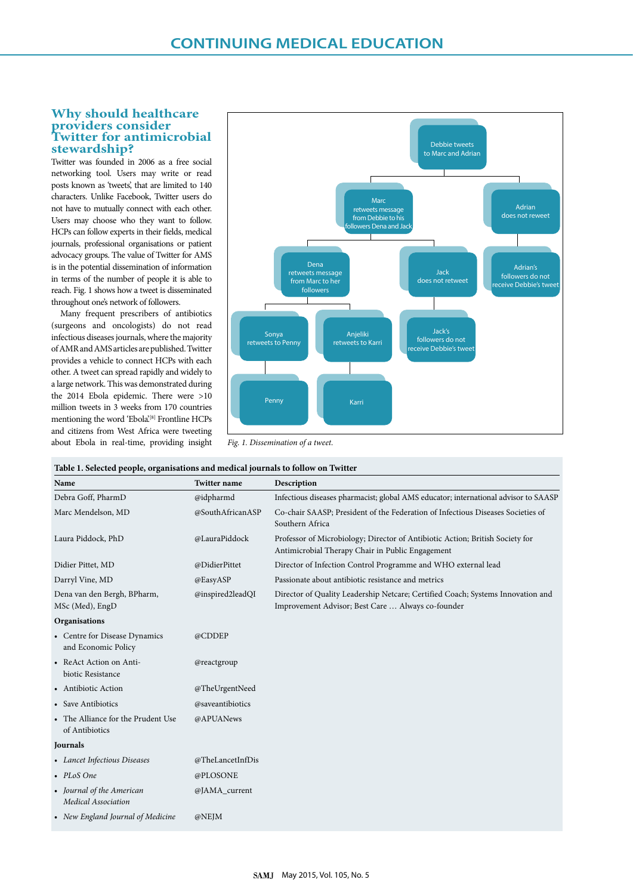## Why should healthcare providers consider Twitter for antimicrobial stewardship?

Twitter was founded in 2006 as a free social networking tool. Users may write or read posts known as 'tweets', that are limited to 140 characters. Unlike Facebook, Twitter users do not have to mutually connect with each other. Users may choose who they want to follow. HCPs can follow experts in their fields, medical journals, professional organisations or patient advocacy groups. The value of Twitter for AMS is in the potential dissemination of information in terms of the number of people it is able to reach. Fig. 1 shows how a tweet is disseminated throughout one's network of followers.

Many frequent prescribers of antibiotics (surgeons and oncologists) do not read infectious diseases journals, where the majority of AMR and AMS articles are published. Twitter provides a vehicle to connect HCPs with each other. A tweet can spread rapidly and widely to a large network. This was demonstrated during the 2014 Ebola epidemic. There were >10 million tweets in 3 weeks from 170 countries mentioning the word 'Ebola'.[8] Frontline HCPs and citizens from West Africa were tweeting about Ebola in real-time, providing insight

Debbie tweets to Marc and Adrian

Marc retweets message from Debbie to his followers Dena and Jack

Adrian does not reweet

Dena retweets message from Marc to her followers

Jack does not retweet

Adrian's followers do not receive Debbie's tweet

Sonya retweets to Penny

Anjeliki retweets to Karri

Jack's followers do not receive Debbie's tweet

Penny

Karri

*Fig. 1. Dissemination of a tweet.*

**Table 1. Selected people, organisations and medical journals to follow on Twitter**

| Name | Twitter name | Description |
|---|---|---|
| Debra Goff, PharmD | @idpharmd | Infectious diseases pharmacist; global AMS educator; international advisor to SAASP |
| Marc Mendelson, MD | @SouthAfricanASP | Co-chair SAASP; President of the Federation of Infectious Diseases Societies of Southern Africa |
| Laura Piddock, PhD | @LauraPiddock | Professor of Microbiology; Director of Antibiotic Action; British Society for Antimicrobial Therapy Chair in Public Engagement |
| Didier Pittet, MD | @DidierPittet | Director of Infection Control Programme and WHO external lead |
| Darryl Vine, MD | @EasyASP | Passionate about antibiotic resistance and metrics |
| Dena van den Bergh, BPharm, MSc (Med), EngD | @inspired2leadQI | Director of Quality Leadership Netcare; Certified Coach; Systems Innovation and Improvement Advisor; Best Care … Always co-founder |
| **Organisations** | | |
| • Centre for Disease Dynamics and Economic Policy | @CDDEP | |
| • ReAct Action on Antibiotic Resistance | @reactgroup | |
| • Antibiotic Action | @TheUrgentNeed | |
| • Save Antibiotics | @saveantibiotics | |
| • The Alliance for the Prudent Use of Antibiotics | @APUANews | |
| **Journals** | | |
| • *Lancet Infectious Diseases* | @TheLancetInfDis | |
| • *PLoS One* | @PLOSONE | |
| • *Journal of the American Medical Association* | @JAMA_current | |
| • *New England Journal of Medicine* | @NEJM | |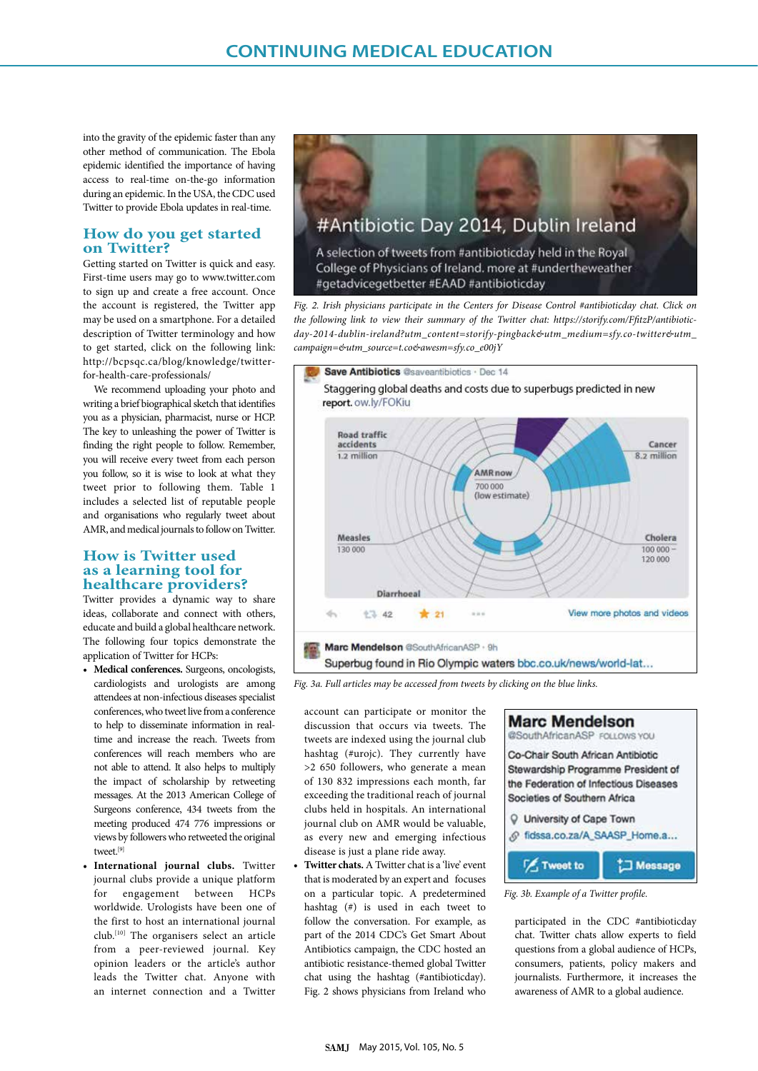into the gravity of the epidemic faster than any other method of communication. The Ebola epidemic identified the importance of having access to real-time on-the-go information during an epidemic. In the USA, the CDC used Twitter to provide Ebola updates in real-time.

## How do you get started on Twitter?

Getting started on Twitter is quick and easy. First-time users may go to www.twitter.com to sign up and create a free account. Once the account is registered, the Twitter app may be used on a smartphone. For a detailed description of Twitter terminology and how to get started, click on the following link: http://bcpsqc.ca/blog/knowledge/twitter-for-health-care-professionals/

We recommend uploading your photo and writing a brief biographical sketch that identifies you as a physician, pharmacist, nurse or HCP. The key to unleashing the power of Twitter is finding the right people to follow. Remember, you will receive every tweet from each person you follow, so it is wise to look at what they tweet prior to following them. Table 1 includes a selected list of reputable people and organisations who regularly tweet about AMR, and medical journals to follow on Twitter.

## How is Twitter used as a learning tool for healthcare providers?

Twitter provides a dynamic way to share ideas, collaborate and connect with others, educate and build a global healthcare network. The following four topics demonstrate the application of Twitter for HCPs:

- **Medical conferences.** Surgeons, oncologists, cardiologists and urologists are among attendees at non-infectious diseases specialist conferences, who tweet live from a conference to help to disseminate information in real-time and increase the reach. Tweets from conferences will reach members who are not able to attend. It also helps to multiply the impact of scholarship by retweeting messages. At the 2013 American College of Surgeons conference, 434 tweets from the meeting produced 474 776 impressions or views by followers who retweeted the original tweet.[9]
- **International journal clubs.** Twitter journal clubs provide a unique platform for engagement between HCPs worldwide. Urologists have been one of the first to host an international journal club.[10] The organisers select an article from a peer-reviewed journal. Key opinion leaders or the article's author leads the Twitter chat. Anyone with an internet connection and a Twitter account can participate or monitor the discussion that occurs via tweets. The tweets are indexed using the journal club hashtag (#urojc). They currently have >2 650 followers, who generate a mean of 130 832 impressions each month, far exceeding the traditional reach of journal clubs held in hospitals. An international journal club on AMR would be valuable, as every new and emerging infectious disease is just a plane ride away.
- **Twitter chats.** A Twitter chat is a 'live' event that is moderated by an expert and focuses on a particular topic. A predetermined hashtag (#) is used in each tweet to follow the conversation. For example, as part of the 2014 CDC's Get Smart About Antibiotics campaign, the CDC hosted an antibiotic resistance-themed global Twitter chat using the hashtag (#antibioticday). Fig. 2 shows physicians from Ireland who participated in the CDC #antibioticday chat. Twitter chats allow experts to field questions from a global audience of HCPs, consumers, patients, policy makers and journalists. Furthermore, it increases the awareness of AMR to a global audience.

Fig. 2. Irish physicians participate in the Centers for Disease Control #antibioticday chat. Click on the following link to view their summary of the Twitter chat: https://storify.com/FfitzP/antibiotic-day-2014-dublin-ireland?utm_content=storify-pingback&utm_medium=sfy.co-twitter&utm_campaign=&utm_source=t.co&awesm=sfy.co_e00jY

Fig. 3a. Full articles may be accessed from tweets by clicking on the blue links.

Fig. 3b. Example of a Twitter profile.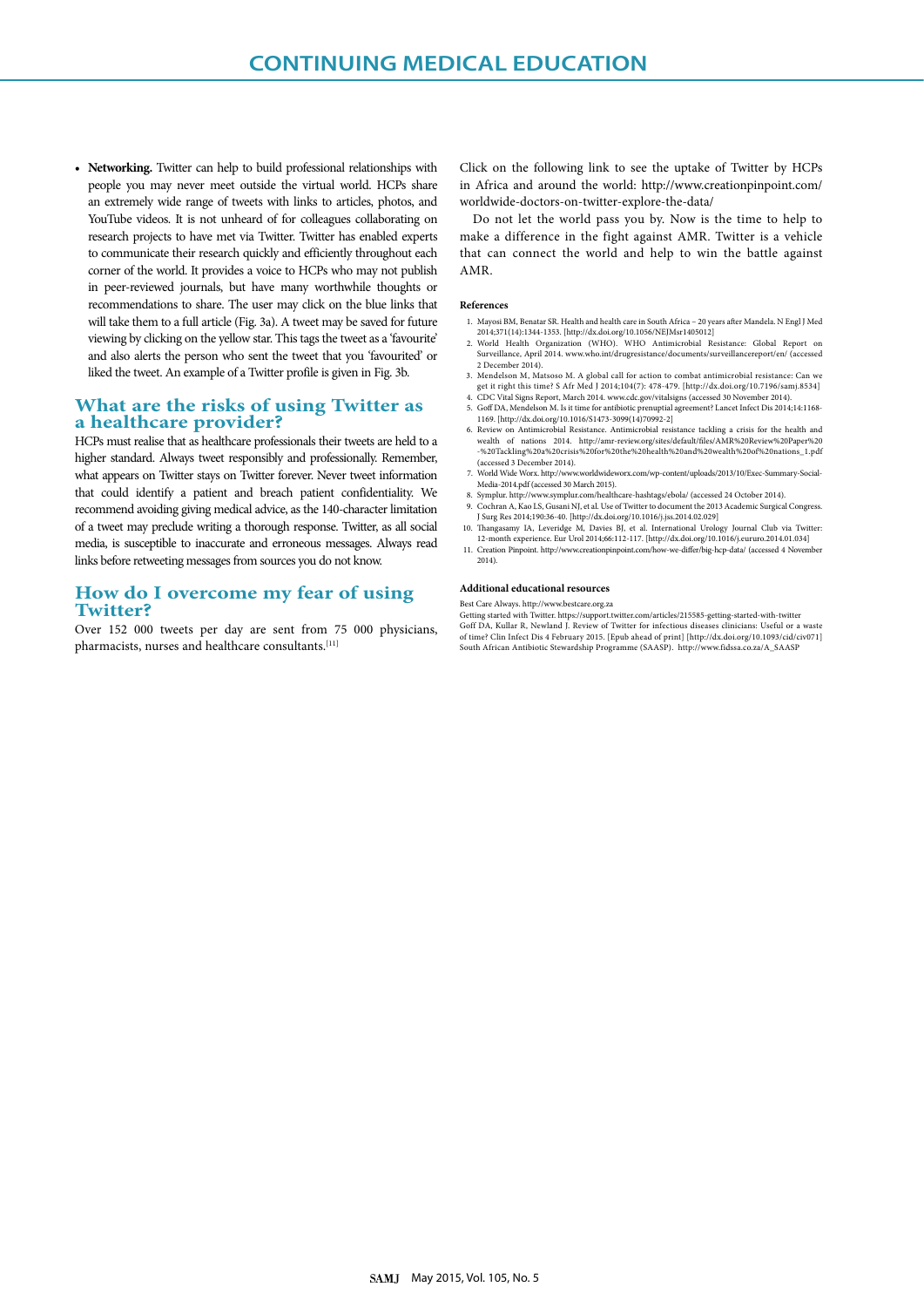- **Networking.** Twitter can help to build professional relationships with people you may never meet outside the virtual world. HCPs share an extremely wide range of tweets with links to articles, photos, and YouTube videos. It is not unheard of for colleagues collaborating on research projects to have met via Twitter. Twitter has enabled experts to communicate their research quickly and efficiently throughout each corner of the world. It provides a voice to HCPs who may not publish in peer-reviewed journals, but have many worthwhile thoughts or recommendations to share. The user may click on the blue links that will take them to a full article (Fig. 3a). A tweet may be saved for future viewing by clicking on the yellow star. This tags the tweet as a 'favourite' and also alerts the person who sent the tweet that you 'favourited' or liked the tweet. An example of a Twitter profile is given in Fig. 3b.

## What are the risks of using Twitter as a healthcare provider?

HCPs must realise that as healthcare professionals their tweets are held to a higher standard. Always tweet responsibly and professionally. Remember, what appears on Twitter stays on Twitter forever. Never tweet information that could identify a patient and breach patient confidentiality. We recommend avoiding giving medical advice, as the 140-character limitation of a tweet may preclude writing a thorough response. Twitter, as all social media, is susceptible to inaccurate and erroneous messages. Always read links before retweeting messages from sources you do not know.

## How do I overcome my fear of using Twitter?

Over 152 000 tweets per day are sent from 75 000 physicians, pharmacists, nurses and healthcare consultants.[11]

Click on the following link to see the uptake of Twitter by HCPs in Africa and around the world: http://www.creationpinpoint.com/worldwide-doctors-on-twitter-explore-the-data/

Do not let the world pass you by. Now is the time to help to make a difference in the fight against AMR. Twitter is a vehicle that can connect the world and help to win the battle against AMR.

### References

1. Mayosi BM, Benatar SR. Health and health care in South Africa – 20 years after Mandela. N Engl J Med 2014;371(14):1344-1353. [http://dx.doi.org/10.1056/NEJMsr1405012]
2. World Health Organization (WHO). WHO Antimicrobial Resistance: Global Report on Surveillance, April 2014. www.who.int/drugresistance/documents/surveillancereport/en/ (accessed 2 December 2014).
3. Mendelson M, Matsoso M. A global call for action to combat antimicrobial resistance: Can we get it right this time? S Afr Med J 2014;104(7): 478-479. [http://dx.doi.org/10.7196/samj.8534]
4. CDC Vital Signs Report, March 2014. www.cdc.gov/vitalsigns (accessed 30 November 2014).
5. Goff DA, Mendelson M. Is it time for antibiotic prenuptial agreement? Lancet Infect Dis 2014;14:1168-1169. [http://dx.doi.org/10.1016/S1473-3099(14)70992-2]
6. Review on Antimicrobial Resistance. Antimicrobial resistance tackling a crisis for the health and wealth of nations 2014. http://amr-review.org/sites/default/files/AMR%20Review%20Paper%20-%20Tackling%20a%20crisis%20for%20the%20health%20and%20wealth%20of%20nations_1.pdf (accessed 3 December 2014).
7. World Wide Worx. http://www.worldwideworx.com/wp-content/uploads/2013/10/Exec-Summary-Social-Media-2014.pdf (accessed 30 March 2015).
8. Symplur. http://www.symplur.com/healthcare-hashtags/ebola/ (accessed 24 October 2014).
9. Cochran A, Kao LS, Gusani NJ, et al. Use of Twitter to document the 2013 Academic Surgical Congress. J Surg Res 2014;190:36-40. [http://dx.doi.org/10.1016/j.jss.2014.02.029]
10. Thangasamy IA, Leveridge M, Davies BJ, et al. International Urology Journal Club via Twitter: 12-month experience. Eur Urol 2014;66:112-117. [http://dx.doi.org/10.1016/j.eururo.2014.01.034]
11. Creation Pinpoint. http://www.creationpinpoint.com/how-we-differ/big-hcp-data/ (accessed 4 November 2014).

### Additional educational resources

Best Care Always. http://www.bestcare.org.za
Getting started with Twitter. https://support.twitter.com/articles/215585-getting-started-with-twitter
Goff DA, Kullar R, Newland J. Review of Twitter for infectious diseases clinicians: Useful or a waste of time? Clin Infect Dis 4 February 2015. [Epub ahead of print] [http://dx.doi.org/10.1093/cid/civ071]
South African Antibiotic Stewardship Programme (SAASP). http://www.fidssa.co.za/A_SAASP